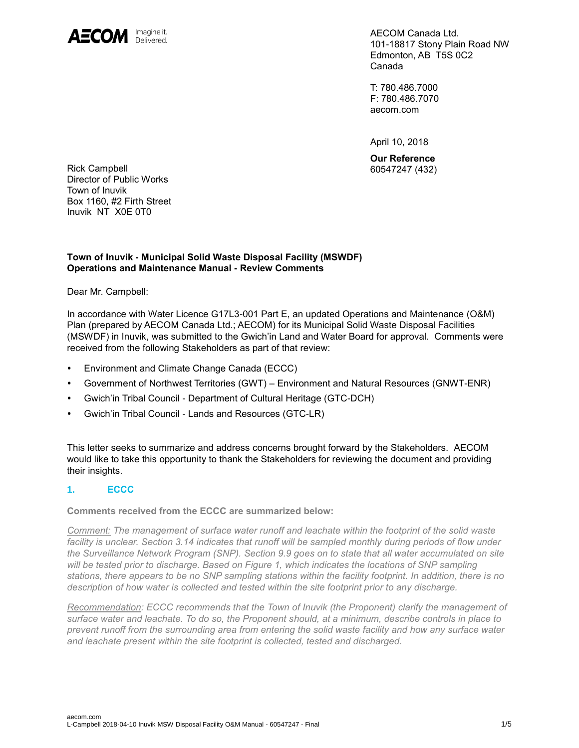AECOM Imagine it. Delivered.

AECOM Canada Ltd.
101-18817 Stony Plain Road NW
Edmonton, AB T5S 0C2
Canada

T: 780.486.7000
F: 780.486.7070
aecom.com

April 10, 2018

**Our Reference**
60547247 (432)

Rick Campbell
Director of Public Works
Town of Inuvik
Box 1160, #2 Firth Street
Inuvik NT X0E 0T0

**Town of Inuvik - Municipal Solid Waste Disposal Facility (MSWDF)**
**Operations and Maintenance Manual - Review Comments**

Dear Mr. Campbell:

In accordance with Water Licence G17L3-001 Part E, an updated Operations and Maintenance (O&M) Plan (prepared by AECOM Canada Ltd.; AECOM) for its Municipal Solid Waste Disposal Facilities (MSWDF) in Inuvik, was submitted to the Gwich'in Land and Water Board for approval. Comments were received from the following Stakeholders as part of that review:

- Environment and Climate Change Canada (ECCC)
- Government of Northwest Territories (GWT) – Environment and Natural Resources (GNWT-ENR)
- Gwich'in Tribal Council - Department of Cultural Heritage (GTC-DCH)
- Gwich'in Tribal Council - Lands and Resources (GTC-LR)

This letter seeks to summarize and address concerns brought forward by the Stakeholders. AECOM would like to take this opportunity to thank the Stakeholders for reviewing the document and providing their insights.

## 1. ECCC

**Comments received from the ECCC are summarized below:**

*Comment: The management of surface water runoff and leachate within the footprint of the solid waste facility is unclear. Section 3.14 indicates that runoff will be sampled monthly during periods of flow under the Surveillance Network Program (SNP). Section 9.9 goes on to state that all water accumulated on site will be tested prior to discharge. Based on Figure 1, which indicates the locations of SNP sampling stations, there appears to be no SNP sampling stations within the facility footprint. In addition, there is no description of how water is collected and tested within the site footprint prior to any discharge.*

*Recommendation: ECCC recommends that the Town of Inuvik (the Proponent) clarify the management of surface water and leachate. To do so, the Proponent should, at a minimum, describe controls in place to prevent runoff from the surrounding area from entering the solid waste facility and how any surface water and leachate present within the site footprint is collected, tested and discharged.*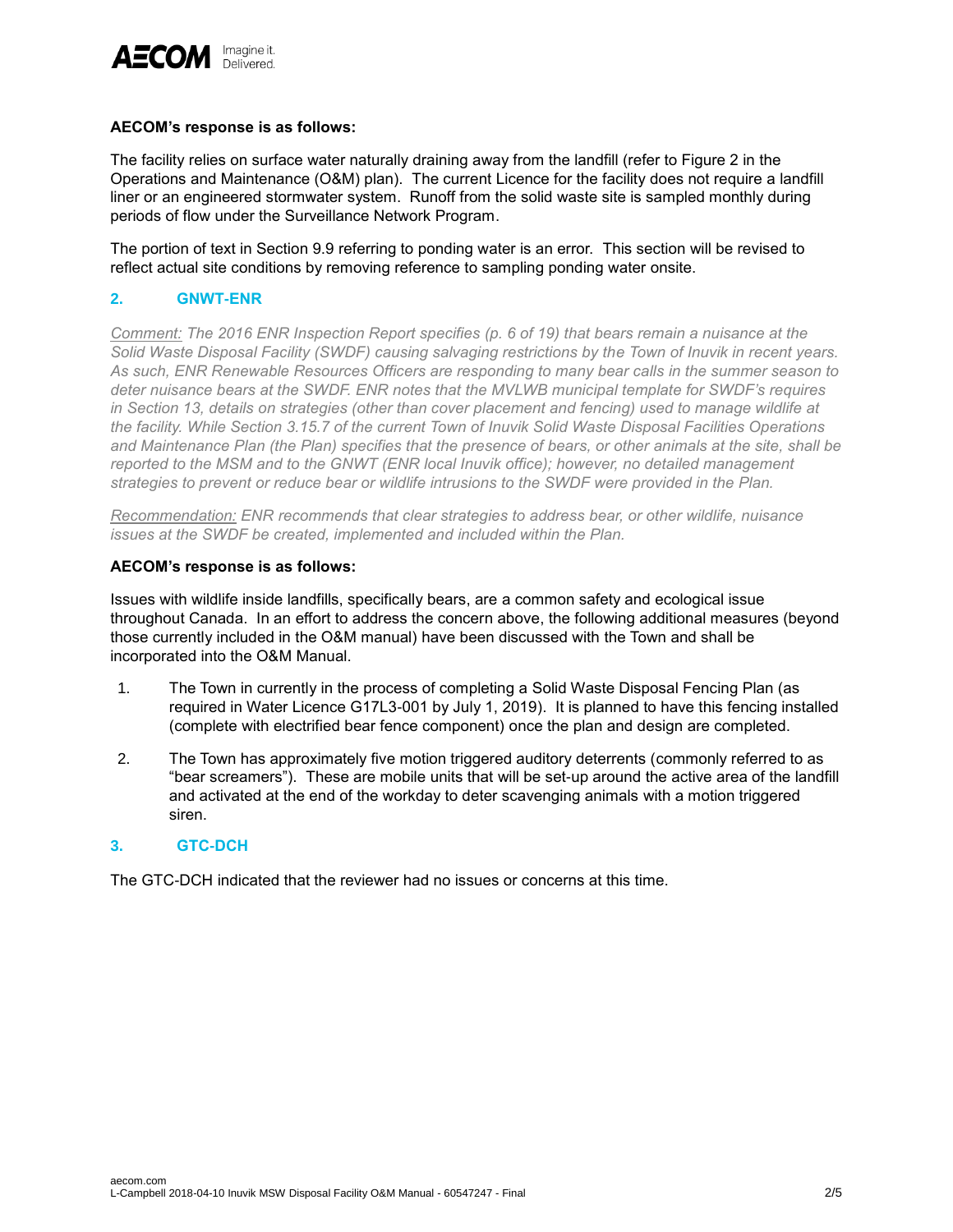**AECOM's response is as follows:**

The facility relies on surface water naturally draining away from the landfill (refer to Figure 2 in the Operations and Maintenance (O&M) plan). The current Licence for the facility does not require a landfill liner or an engineered stormwater system. Runoff from the solid waste site is sampled monthly during periods of flow under the Surveillance Network Program.

The portion of text in Section 9.9 referring to ponding water is an error. This section will be revised to reflect actual site conditions by removing reference to sampling ponding water onsite.

## 2. GNWT-ENR

*Comment: The 2016 ENR Inspection Report specifies (p. 6 of 19) that bears remain a nuisance at the Solid Waste Disposal Facility (SWDF) causing salvaging restrictions by the Town of Inuvik in recent years. As such, ENR Renewable Resources Officers are responding to many bear calls in the summer season to deter nuisance bears at the SWDF. ENR notes that the MVLWB municipal template for SWDF's requires in Section 13, details on strategies (other than cover placement and fencing) used to manage wildlife at the facility. While Section 3.15.7 of the current Town of Inuvik Solid Waste Disposal Facilities Operations and Maintenance Plan (the Plan) specifies that the presence of bears, or other animals at the site, shall be reported to the MSM and to the GNWT (ENR local Inuvik office); however, no detailed management strategies to prevent or reduce bear or wildlife intrusions to the SWDF were provided in the Plan.*

*Recommendation: ENR recommends that clear strategies to address bear, or other wildlife, nuisance issues at the SWDF be created, implemented and included within the Plan.*

**AECOM's response is as follows:**

Issues with wildlife inside landfills, specifically bears, are a common safety and ecological issue throughout Canada. In an effort to address the concern above, the following additional measures (beyond those currently included in the O&M manual) have been discussed with the Town and shall be incorporated into the O&M Manual.

1. The Town in currently in the process of completing a Solid Waste Disposal Fencing Plan (as required in Water Licence G17L3-001 by July 1, 2019). It is planned to have this fencing installed (complete with electrified bear fence component) once the plan and design are completed.
2. The Town has approximately five motion triggered auditory deterrents (commonly referred to as "bear screamers"). These are mobile units that will be set-up around the active area of the landfill and activated at the end of the workday to deter scavenging animals with a motion triggered siren.

## 3. GTC-DCH

The GTC-DCH indicated that the reviewer had no issues or concerns at this time.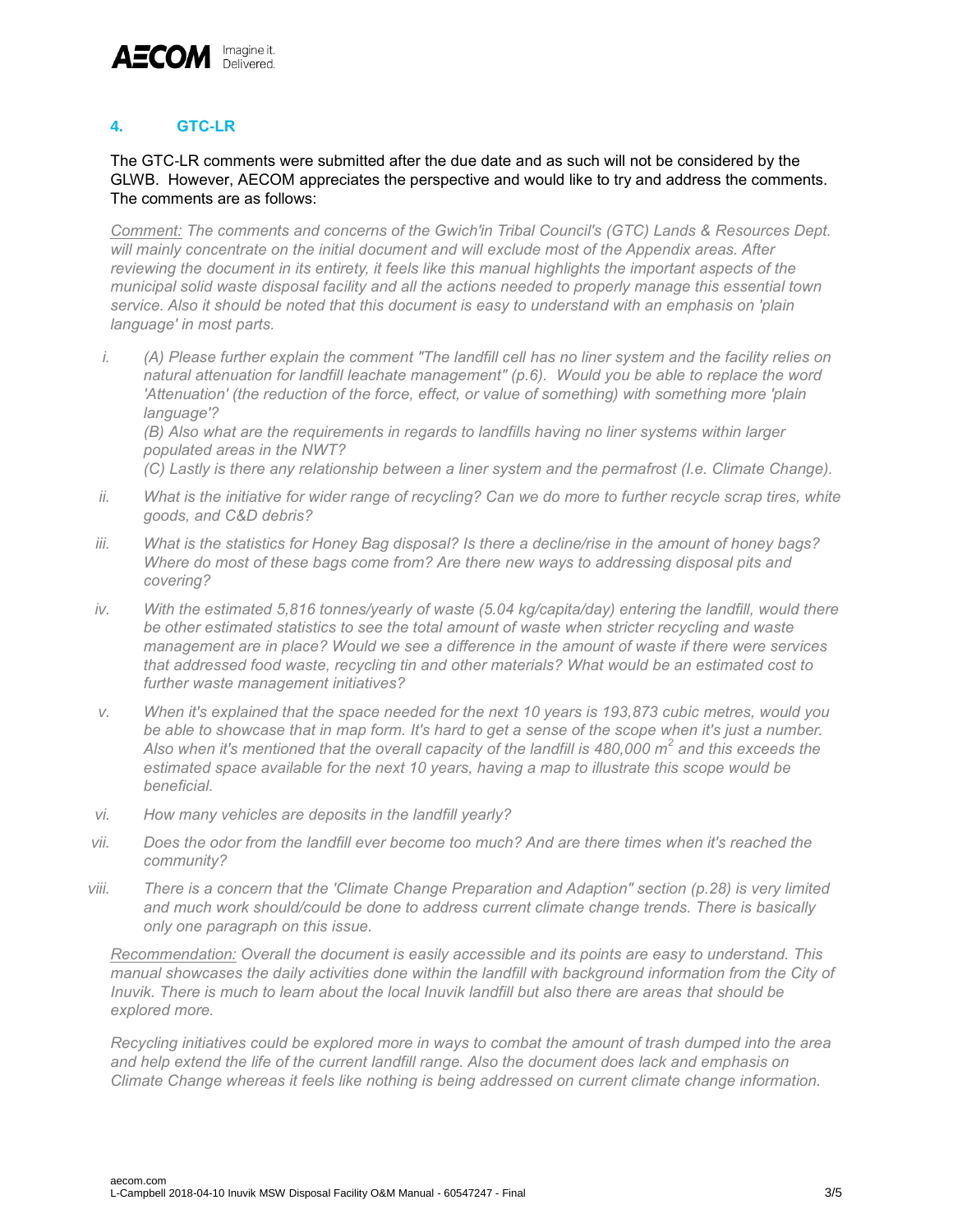## 4. GTC-LR

The GTC-LR comments were submitted after the due date and as such will not be considered by the GLWB. However, AECOM appreciates the perspective and would like to try and address the comments. The comments are as follows:

*Comment: The comments and concerns of the Gwich'in Tribal Council's (GTC) Lands & Resources Dept. will mainly concentrate on the initial document and will exclude most of the Appendix areas. After reviewing the document in its entirety, it feels like this manual highlights the important aspects of the municipal solid waste disposal facility and all the actions needed to properly manage this essential town service. Also it should be noted that this document is easy to understand with an emphasis on 'plain language' in most parts.*

i. *(A) Please further explain the comment "The landfill cell has no liner system and the facility relies on natural attenuation for landfill leachate management" (p.6). Would you be able to replace the word 'Attenuation' (the reduction of the force, effect, or value of something) with something more 'plain language'?*

   *(B) Also what are the requirements in regards to landfills having no liner systems within larger populated areas in the NWT?*

   *(C) Lastly is there any relationship between a liner system and the permafrost (I.e. Climate Change).*

ii. *What is the initiative for wider range of recycling? Can we do more to further recycle scrap tires, white goods, and C&D debris?*

iii. *What is the statistics for Honey Bag disposal? Is there a decline/rise in the amount of honey bags? Where do most of these bags come from? Are there new ways to addressing disposal pits and covering?*

iv. *With the estimated 5,816 tonnes/yearly of waste (5.04 kg/capita/day) entering the landfill, would there be other estimated statistics to see the total amount of waste when stricter recycling and waste management are in place? Would we see a difference in the amount of waste if there were services that addressed food waste, recycling tin and other materials? What would be an estimated cost to further waste management initiatives?*

v. *When it's explained that the space needed for the next 10 years is 193,873 cubic metres, would you be able to showcase that in map form. It's hard to get a sense of the scope when it's just a number. Also when it's mentioned that the overall capacity of the landfill is 480,000 $m^2$ and this exceeds the estimated space available for the next 10 years, having a map to illustrate this scope would be beneficial.*

vi. *How many vehicles are deposits in the landfill yearly?*

vii. *Does the odor from the landfill ever become too much? And are there times when it's reached the community?*

viii. *There is a concern that the 'Climate Change Preparation and Adaption" section (p.28) is very limited and much work should/could be done to address current climate change trends. There is basically only one paragraph on this issue.*

*Recommendation: Overall the document is easily accessible and its points are easy to understand. This manual showcases the daily activities done within the landfill with background information from the City of Inuvik. There is much to learn about the local Inuvik landfill but also there are areas that should be explored more.*

*Recycling initiatives could be explored more in ways to combat the amount of trash dumped into the area and help extend the life of the current landfill range. Also the document does lack and emphasis on Climate Change whereas it feels like nothing is being addressed on current climate change information.*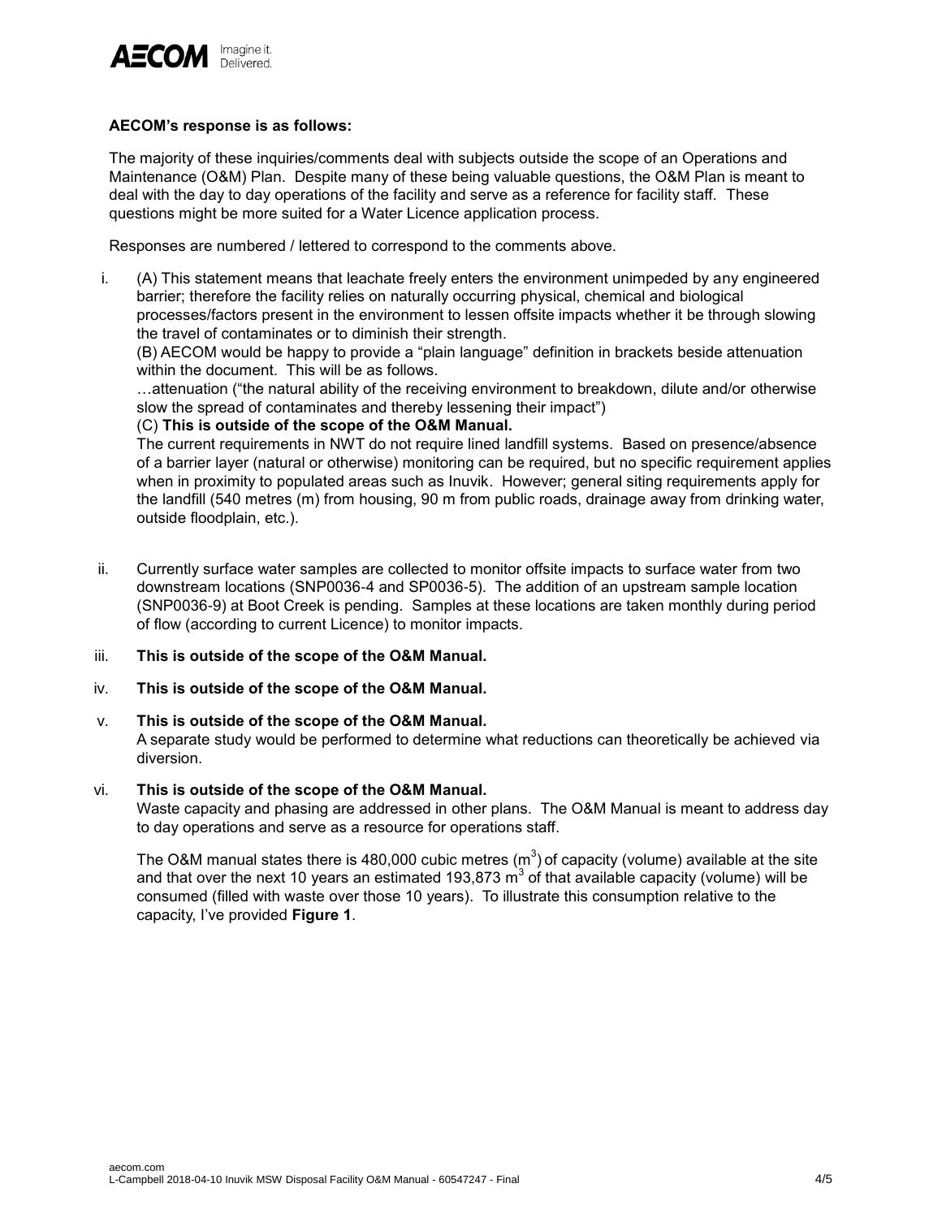**AECOM's response is as follows:**

The majority of these inquiries/comments deal with subjects outside the scope of an Operations and Maintenance (O&M) Plan. Despite many of these being valuable questions, the O&M Plan is meant to deal with the day to day operations of the facility and serve as a reference for facility staff. These questions might be more suited for a Water Licence application process.

Responses are numbered / lettered to correspond to the comments above.

i. (A) This statement means that leachate freely enters the environment unimpeded by any engineered barrier; therefore the facility relies on naturally occurring physical, chemical and biological processes/factors present in the environment to lessen offsite impacts whether it be through slowing the travel of contaminates or to diminish their strength.

   (B) AECOM would be happy to provide a "plain language" definition in brackets beside attenuation within the document. This will be as follows.

   …attenuation ("the natural ability of the receiving environment to breakdown, dilute and/or otherwise slow the spread of contaminates and thereby lessening their impact")

   (C) **This is outside of the scope of the O&M Manual.**

   The current requirements in NWT do not require lined landfill systems. Based on presence/absence of a barrier layer (natural or otherwise) monitoring can be required, but no specific requirement applies when in proximity to populated areas such as Inuvik. However; general siting requirements apply for the landfill (540 metres (m) from housing, 90 m from public roads, drainage away from drinking water, outside floodplain, etc.).

ii. Currently surface water samples are collected to monitor offsite impacts to surface water from two downstream locations (SNP0036-4 and SP0036-5). The addition of an upstream sample location (SNP0036-9) at Boot Creek is pending. Samples at these locations are taken monthly during period of flow (according to current Licence) to monitor impacts.

iii. **This is outside of the scope of the O&M Manual.**

iv. **This is outside of the scope of the O&M Manual.**

v. **This is outside of the scope of the O&M Manual.**

   A separate study would be performed to determine what reductions can theoretically be achieved via diversion.

vi. **This is outside of the scope of the O&M Manual.**

   Waste capacity and phasing are addressed in other plans. The O&M Manual is meant to address day to day operations and serve as a resource for operations staff.

   The O&M manual states there is 480,000 cubic metres ($m^3$) of capacity (volume) available at the site and that over the next 10 years an estimated 193,873 $m^3$ of that available capacity (volume) will be consumed (filled with waste over those 10 years). To illustrate this consumption relative to the capacity, I've provided **Figure 1**.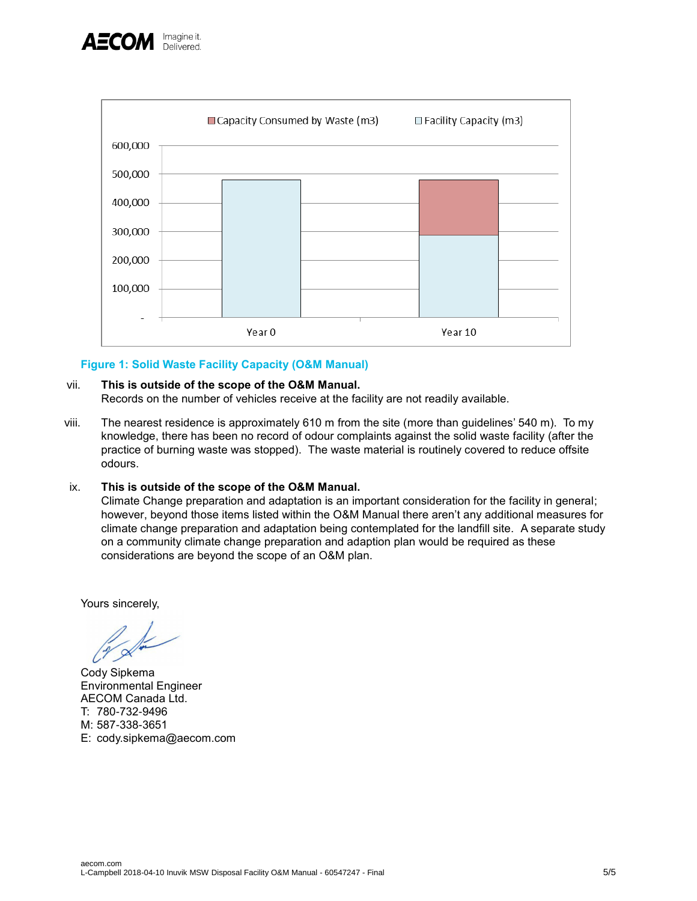Capacity Consumed by Waste (m3)
Facility Capacity (m3)

600,000
500,000
400,000
300,000
200,000
100,000
-

Year 0
Year 10

**Figure 1: Solid Waste Facility Capacity (O&M Manual)**

vii. **This is outside of the scope of the O&M Manual.**
Records on the number of vehicles receive at the facility are not readily available.

viii. The nearest residence is approximately 610 m from the site (more than guidelines' 540 m). To my knowledge, there has been no record of odour complaints against the solid waste facility (after the practice of burning waste was stopped). The waste material is routinely covered to reduce offsite odours.

ix. **This is outside of the scope of the O&M Manual.**
Climate Change preparation and adaptation is an important consideration for the facility in general; however, beyond those items listed within the O&M Manual there aren't any additional measures for climate change preparation and adaptation being contemplated for the landfill site. A separate study on a community climate change preparation and adaption plan would be required as these considerations are beyond the scope of an O&M plan.

Yours sincerely,

Cody Sipkema
Environmental Engineer
AECOM Canada Ltd.
T: 780-732-9496
M: 587-338-3651
E: cody.sipkema@aecom.com